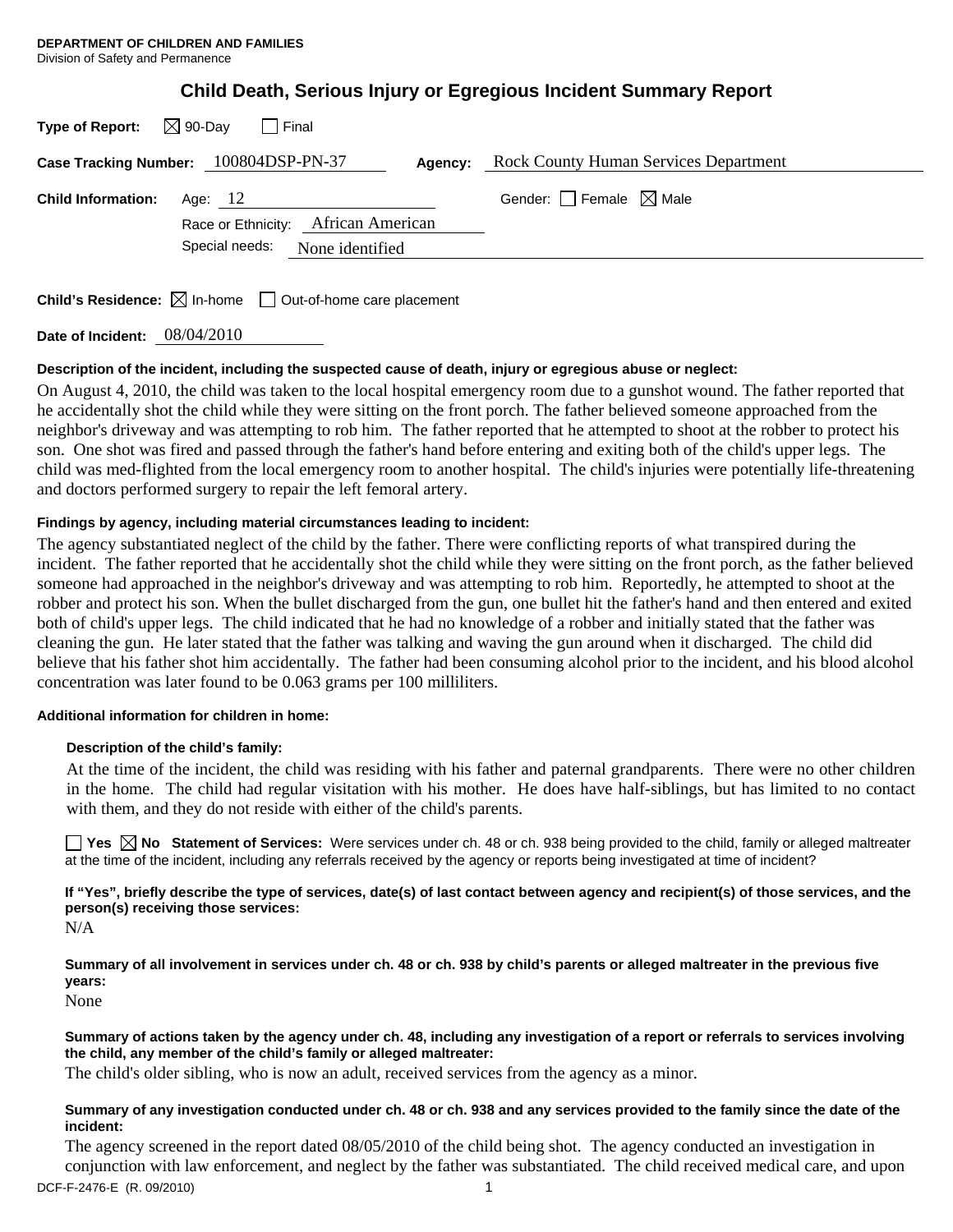**DEPARTMENT OF CHILDREN AND FAMILIES**
Division of Safety and Permanence

# Child Death, Serious Injury or Egregious Incident Summary Report

**Type of Report:** ☒ 90-Day ☐ Final

**Case Tracking Number:** 100804DSP-PN-37 **Agency:** Rock County Human Services Department

**Child Information:** Age: 12 Gender: ☐ Female ☒ Male

Race or Ethnicity: African American

Special needs: None identified

**Child's Residence:** ☒ In-home ☐ Out-of-home care placement

**Date of Incident:** 08/04/2010

**Description of the incident, including the suspected cause of death, injury or egregious abuse or neglect:**

On August 4, 2010, the child was taken to the local hospital emergency room due to a gunshot wound. The father reported that he accidentally shot the child while they were sitting on the front porch. The father believed someone approached from the neighbor's driveway and was attempting to rob him. The father reported that he attempted to shoot at the robber to protect his son. One shot was fired and passed through the father's hand before entering and exiting both of the child's upper legs. The child was med-flighted from the local emergency room to another hospital. The child's injuries were potentially life-threatening and doctors performed surgery to repair the left femoral artery.

**Findings by agency, including material circumstances leading to incident:**

The agency substantiated neglect of the child by the father. There were conflicting reports of what transpired during the incident. The father reported that he accidentally shot the child while they were sitting on the front porch, as the father believed someone had approached in the neighbor's driveway and was attempting to rob him. Reportedly, he attempted to shoot at the robber and protect his son. When the bullet discharged from the gun, one bullet hit the father's hand and then entered and exited both of child's upper legs. The child indicated that he had no knowledge of a robber and initially stated that the father was cleaning the gun. He later stated that the father was talking and waving the gun around when it discharged. The child did believe that his father shot him accidentally. The father had been consuming alcohol prior to the incident, and his blood alcohol concentration was later found to be 0.063 grams per 100 milliliters.

**Additional information for children in home:**

**Description of the child's family:**

At the time of the incident, the child was residing with his father and paternal grandparents. There were no other children in the home. The child had regular visitation with his mother. He does have half-siblings, but has limited to no contact with them, and they do not reside with either of the child's parents.

☐ **Yes** ☒ **No** **Statement of Services:** Were services under ch. 48 or ch. 938 being provided to the child, family or alleged maltreater at the time of the incident, including any referrals received by the agency or reports being investigated at time of incident?

**If "Yes", briefly describe the type of services, date(s) of last contact between agency and recipient(s) of those services, and the person(s) receiving those services:**

N/A

**Summary of all involvement in services under ch. 48 or ch. 938 by child's parents or alleged maltreater in the previous five years:**

None

**Summary of actions taken by the agency under ch. 48, including any investigation of a report or referrals to services involving the child, any member of the child's family or alleged maltreater:**

The child's older sibling, who is now an adult, received services from the agency as a minor.

**Summary of any investigation conducted under ch. 48 or ch. 938 and any services provided to the family since the date of the incident:**

The agency screened in the report dated 08/05/2010 of the child being shot. The agency conducted an investigation in conjunction with law enforcement, and neglect by the father was substantiated. The child received medical care, and upon

DCF-F-2476-E (R. 09/2010)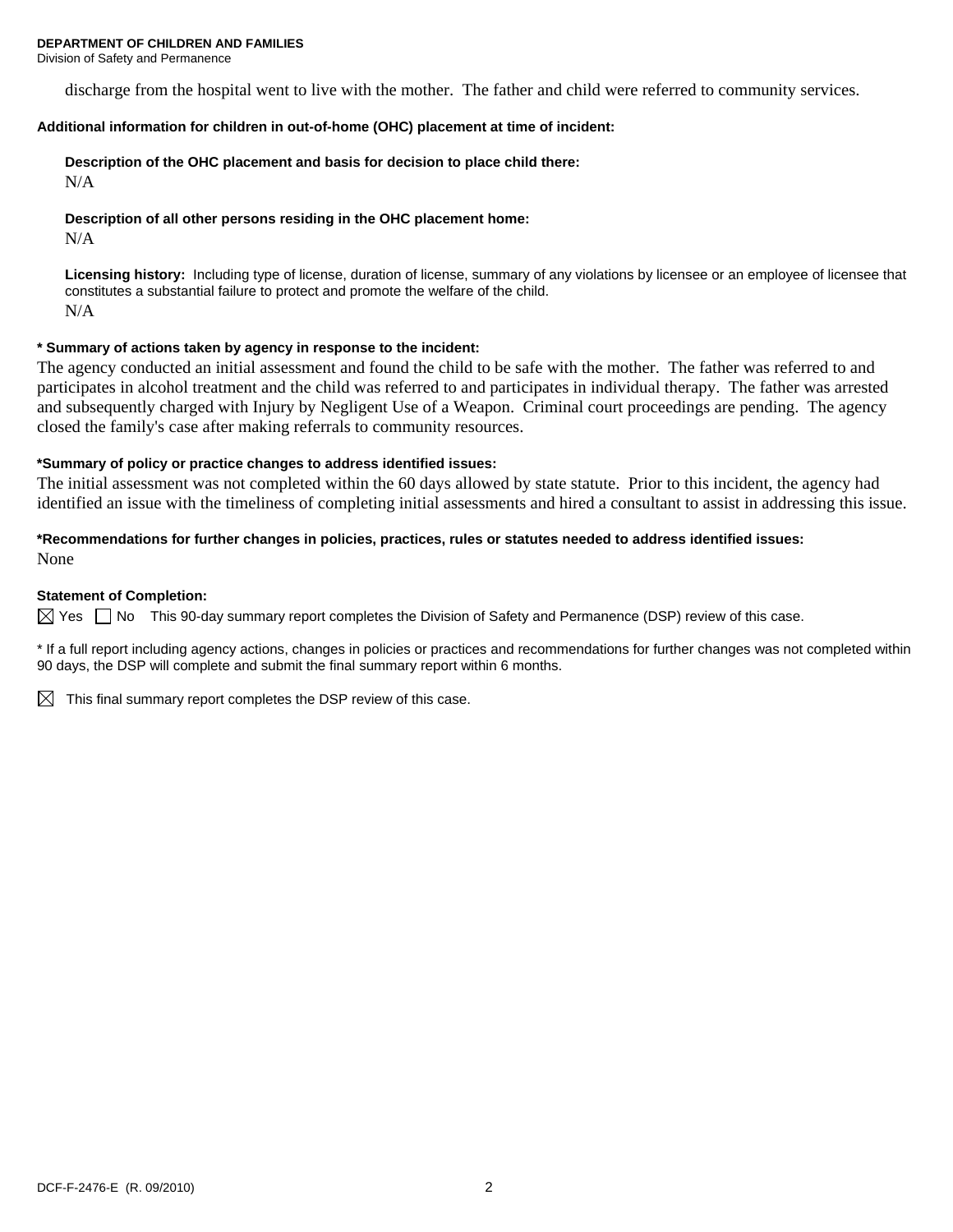discharge from the hospital went to live with the mother. The father and child were referred to community services.

**Additional information for children in out-of-home (OHC) placement at time of incident:**

**Description of the OHC placement and basis for decision to place child there:**
N/A

**Description of all other persons residing in the OHC placement home:**
N/A

**Licensing history:** Including type of license, duration of license, summary of any violations by licensee or an employee of licensee that constitutes a substantial failure to protect and promote the welfare of the child.
N/A

**\* Summary of actions taken by agency in response to the incident:**
The agency conducted an initial assessment and found the child to be safe with the mother. The father was referred to and participates in alcohol treatment and the child was referred to and participates in individual therapy. The father was arrested and subsequently charged with Injury by Negligent Use of a Weapon. Criminal court proceedings are pending. The agency closed the family's case after making referrals to community resources.

**\*Summary of policy or practice changes to address identified issues:**
The initial assessment was not completed within the 60 days allowed by state statute. Prior to this incident, the agency had identified an issue with the timeliness of completing initial assessments and hired a consultant to assist in addressing this issue.

**\*Recommendations for further changes in policies, practices, rules or statutes needed to address identified issues:**
None

**Statement of Completion:**

☒ Yes ☐ No This 90-day summary report completes the Division of Safety and Permanence (DSP) review of this case.

\* If a full report including agency actions, changes in policies or practices and recommendations for further changes was not completed within 90 days, the DSP will complete and submit the final summary report within 6 months.

☒ This final summary report completes the DSP review of this case.